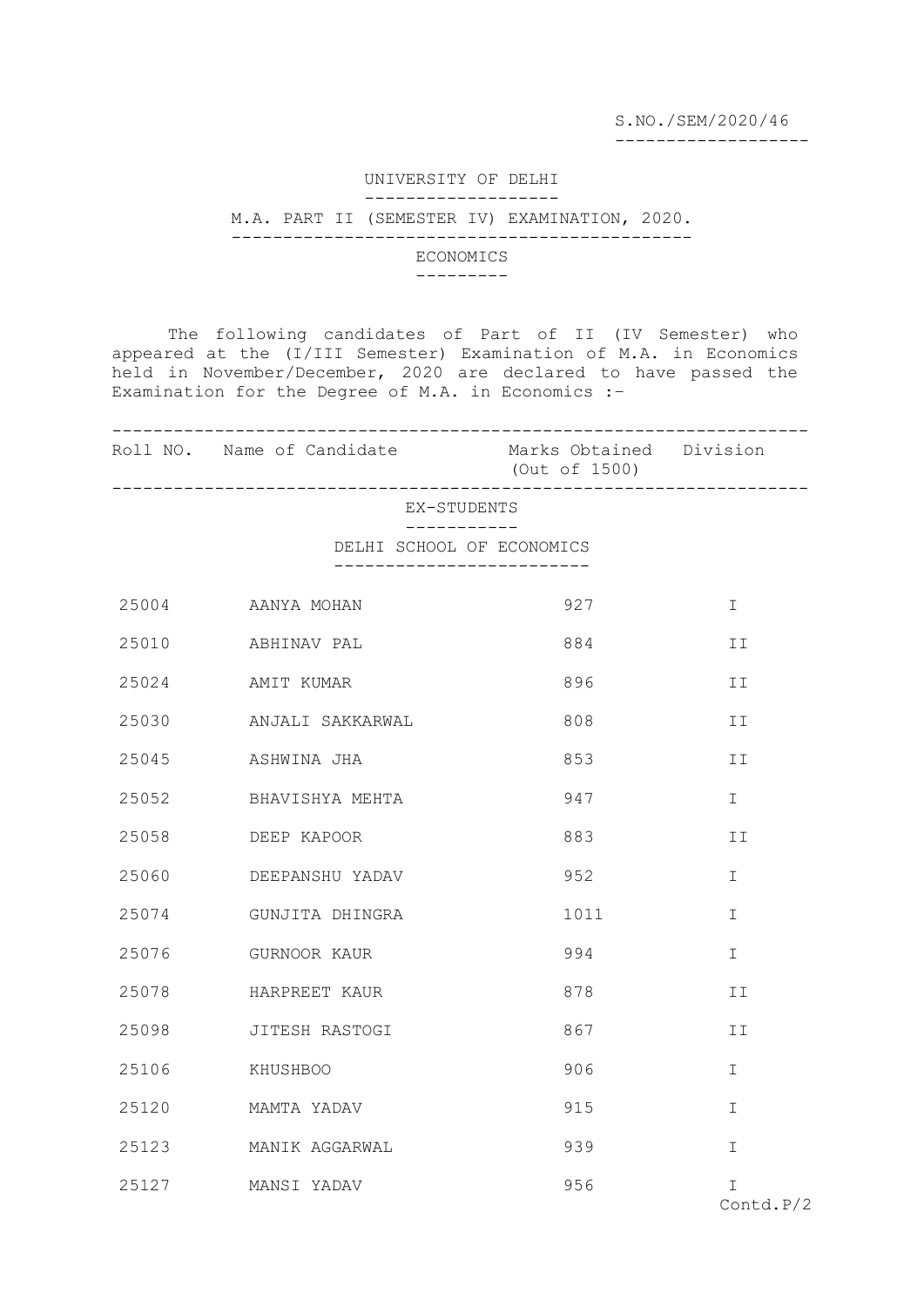S.NO./SEM/2020/46

# UNIVERSITY OF DELHI

## M.A. PART II (SEMESTER IV) EXAMINATION, 2020.

### ECONOMICS

The following candidates of Part of II (IV Semester) who appeared at the (I/III Semester) Examination of M.A. in Economics held in November/December, 2020 are declared to have passed the Examination for the Degree of M.A. in Economics :-

| Roll NO. | Name of Candidate | Marks Obtained (Out of 1500) | Division |
|---|---|---|---|
| | EX-STUDENTS | | |
| | DELHI SCHOOL OF ECONOMICS | | |
| 25004 | AANYA MOHAN | 927 | I |
| 25010 | ABHINAV PAL | 884 | II |
| 25024 | AMIT KUMAR | 896 | II |
| 25030 | ANJALI SAKKARWAL | 808 | II |
| 25045 | ASHWINA JHA | 853 | II |
| 25052 | BHAVISHYA MEHTA | 947 | I |
| 25058 | DEEP KAPOOR | 883 | II |
| 25060 | DEEPANSHU YADAV | 952 | I |
| 25074 | GUNJITA DHINGRA | 1011 | I |
| 25076 | GURNOOR KAUR | 994 | I |
| 25078 | HARPREET KAUR | 878 | II |
| 25098 | JITESH RASTOGI | 867 | II |
| 25106 | KHUSHBOO | 906 | I |
| 25120 | MAMTA YADAV | 915 | I |
| 25123 | MANIK AGGARWAL | 939 | I |
| 25127 | MANSI YADAV | 956 | I |

Contd.P/2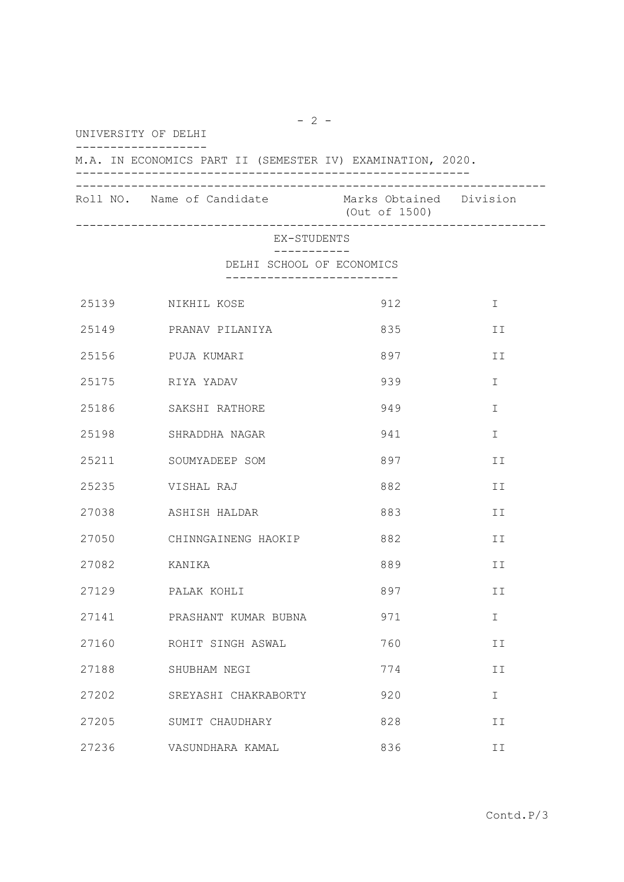UNIVERSITY OF DELHI

M.A. IN ECONOMICS PART II (SEMESTER IV) EXAMINATION, 2020.

EX-STUDENTS

DELHI SCHOOL OF ECONOMICS

| Roll NO. | Name of Candidate | Marks Obtained (Out of 1500) | Division |
|---|---|---|---|
| 25139 | NIKHIL KOSE | 912 | I |
| 25149 | PRANAV PILANIYA | 835 | II |
| 25156 | PUJA KUMARI | 897 | II |
| 25175 | RIYA YADAV | 939 | I |
| 25186 | SAKSHI RATHORE | 949 | I |
| 25198 | SHRADDHA NAGAR | 941 | I |
| 25211 | SOUMYADEEP SOM | 897 | II |
| 25235 | VISHAL RAJ | 882 | II |
| 27038 | ASHISH HALDAR | 883 | II |
| 27050 | CHINNGAINENG HAOKIP | 882 | II |
| 27082 | KANIKA | 889 | II |
| 27129 | PALAK KOHLI | 897 | II |
| 27141 | PRASHANT KUMAR BUBNA | 971 | I |
| 27160 | ROHIT SINGH ASWAL | 760 | II |
| 27188 | SHUBHAM NEGI | 774 | II |
| 27202 | SREYASHI CHAKRABORTY | 920 | I |
| 27205 | SUMIT CHAUDHARY | 828 | II |
| 27236 | VASUNDHARA KAMAL | 836 | II |

Contd.P/3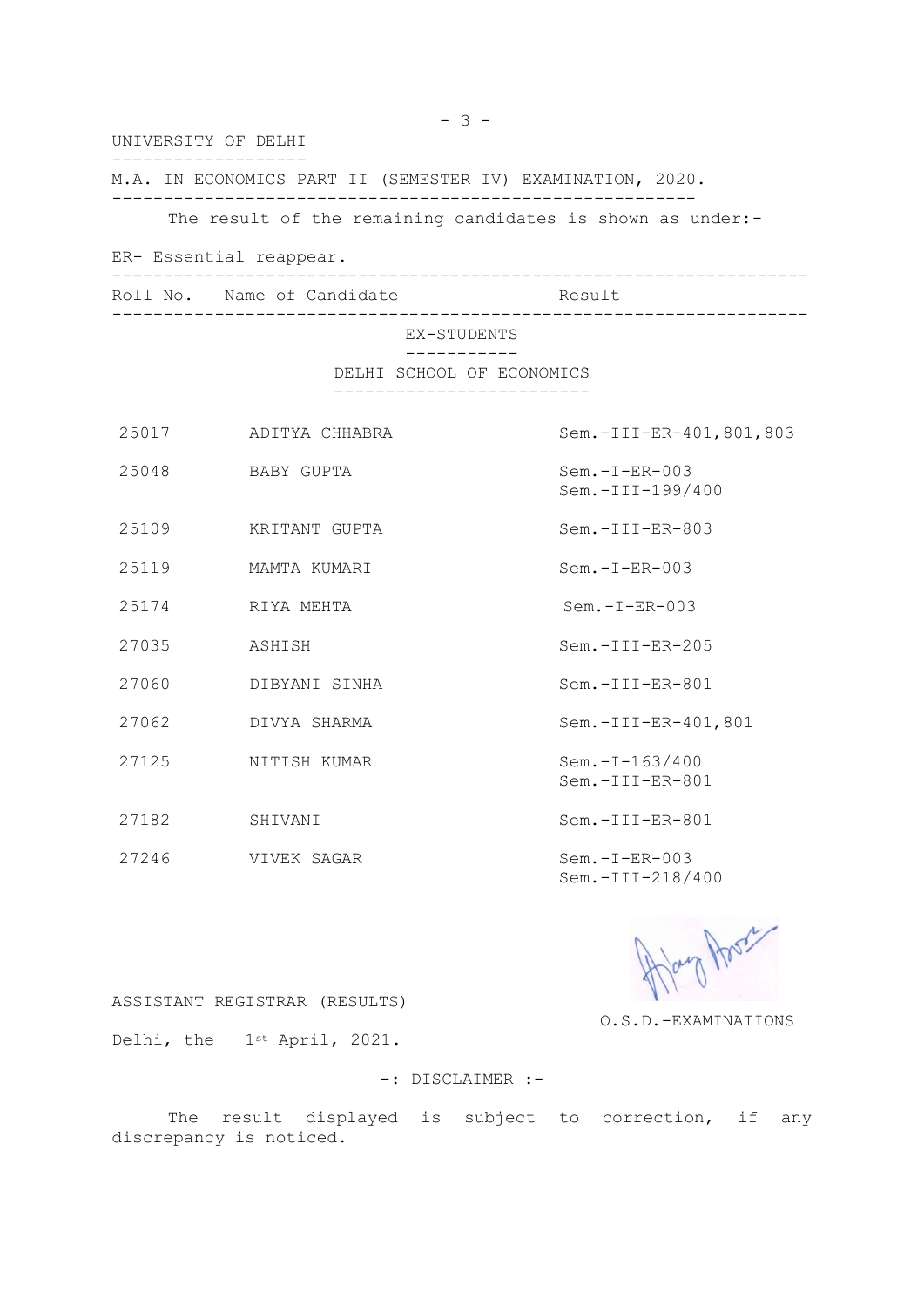UNIVERSITY OF DELHI

M.A. IN ECONOMICS PART II (SEMESTER IV) EXAMINATION, 2020.

The result of the remaining candidates is shown as under:-

ER- Essential reappear.

| Roll No. | Name of Candidate | Result |
|---|---|---|
| | **EX-STUDENTS** | |
| | **DELHI SCHOOL OF ECONOMICS** | |
| 25017 | ADITYA CHHABRA | Sem.-III-ER-401,801,803 |
| 25048 | BABY GUPTA | Sem.-I-ER-003<br>Sem.-III-199/400 |
| 25109 | KRITANT GUPTA | Sem.-III-ER-803 |
| 25119 | MAMTA KUMARI | Sem.-I-ER-003 |
| 25174 | RIYA MEHTA | Sem.-I-ER-003 |
| 27035 | ASHISH | Sem.-III-ER-205 |
| 27060 | DIBYANI SINHA | Sem.-III-ER-801 |
| 27062 | DIVYA SHARMA | Sem.-III-ER-401,801 |
| 27125 | NITISH KUMAR | Sem.-I-163/400<br>Sem.-III-ER-801 |
| 27182 | SHIVANI | Sem.-III-ER-801 |
| 27246 | VIVEK SAGAR | Sem.-I-ER-003<br>Sem.-III-218/400 |

ASSISTANT REGISTRAR (RESULTS)

O.S.D.-EXAMINATIONS

Delhi, the 1st April, 2021.

-: DISCLAIMER :-

The result displayed is subject to correction, if any discrepancy is noticed.